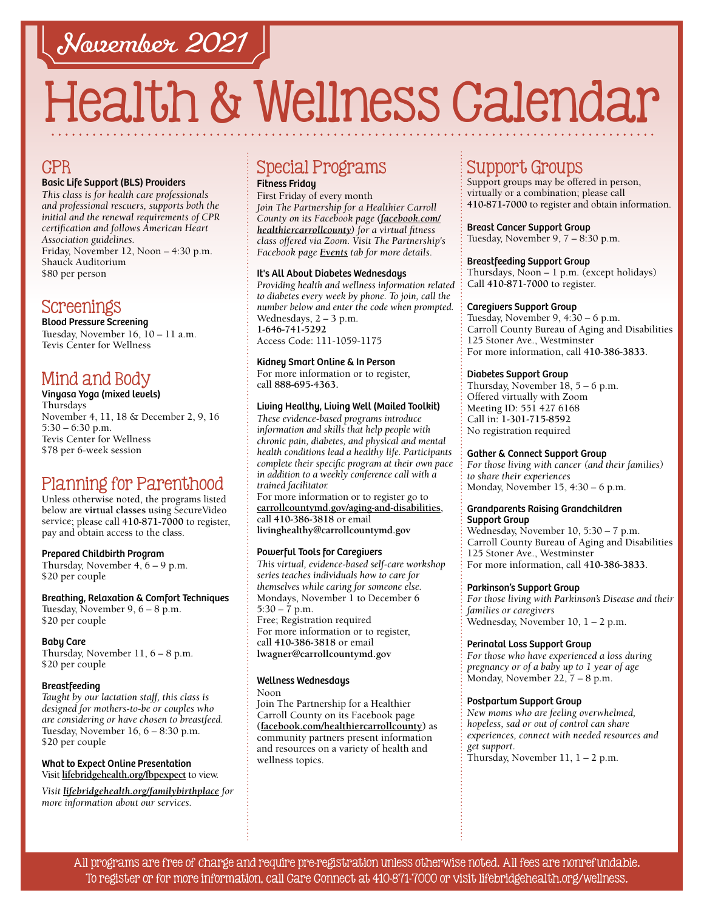## November 2021

# Health & Wellness Calendar

## CPR

**Basic Life Support (BLS) Providers**

*This class is for health care professionals and professional rescuers, supports both the initial and the renewal requirements of CPR certification and follows American Heart Association guidelines.*
Friday, November 12, Noon – 4:30 p.m.
Shauck Auditorium
$80 per person

## Screenings

**Blood Pressure Screening**
Tuesday, November 16, 10 – 11 a.m.
Tevis Center for Wellness

## Mind and Body

**Vinyasa Yoga (mixed levels)**
Thursdays
November 4, 11, 18 & December 2, 9, 16
5:30 – 6:30 p.m.
Tevis Center for Wellness
$78 per 6-week session

## Planning for Parenthood

Unless otherwise noted, the programs listed below are **virtual classes** using SecureVideo service; please call **410-871-7000** to register, pay and obtain access to the class.

**Prepared Childbirth Program**
Thursday, November 4, 6 – 9 p.m.
$20 per couple

**Breathing, Relaxation & Comfort Techniques**
Tuesday, November 9, 6 – 8 p.m.
$20 per couple

**Baby Care**
Thursday, November 11, 6 – 8 p.m.
$20 per couple

**Breastfeeding**
*Taught by our lactation staff, this class is designed for mothers-to-be or couples who are considering or have chosen to breastfeed.*
Tuesday, November 16, 6 – 8:30 p.m.
$20 per couple

**What to Expect Online Presentation**
Visit **lifebridgehealth.org/fbpexpect** to view.

*Visit **lifebridgehealth.org/familybirthplace** for more information about our services.*

## Special Programs

**Fitness Friday**
First Friday of every month
*Join The Partnership for a Healthier Carroll County on its Facebook page (**facebook.com/healthiercarrollcounty**) for a virtual fitness class offered via Zoom. Visit The Partnership's Facebook page **Events** tab for more details.*

**It's All About Diabetes Wednesdays**
*Providing health and wellness information related to diabetes every week by phone. To join, call the number below and enter the code when prompted.*
Wednesdays, 2 – 3 p.m.
**1-646-741-5292**
Access Code: 111-1059-1175

**Kidney Smart Online & In Person**
For more information or to register, call **888-695-4363**.

**Living Healthy, Living Well (Mailed Toolkit)**
*These evidence-based programs introduce information and skills that help people with chronic pain, diabetes, and physical and mental health conditions lead a healthy life. Participants complete their specific program at their own pace in addition to a weekly conference call with a trained facilitator.*
For more information or to register go to **carrollcountymd.gov/aging-and-disabilities**, call **410-386-3818** or email **livinghealthy@carrollcountymd.gov**

**Powerful Tools for Caregivers**
*This virtual, evidence-based self-care workshop series teaches individuals how to care for themselves while caring for someone else.*
Mondays, November 1 to December 6
5:30 – 7 p.m.
Free; Registration required
For more information or to register, call **410-386-3818** or email **lwagner@carrollcountymd.gov**

**Wellness Wednesdays**
Noon
Join The Partnership for a Healthier Carroll County on its Facebook page (**facebook.com/healthiercarrollcounty**) as community partners present information and resources on a variety of health and wellness topics.

## Support Groups

Support groups may be offered in person, virtually or a combination; please call **410-871-7000** to register and obtain information.

**Breast Cancer Support Group**
Tuesday, November 9, 7 – 8:30 p.m.

**Breastfeeding Support Group**
Thursdays, Noon – 1 p.m. (except holidays)
Call **410-871-7000** to register.

**Caregivers Support Group**
Tuesday, November 9, 4:30 – 6 p.m.
Carroll County Bureau of Aging and Disabilities
125 Stoner Ave., Westminster
For more information, call **410-386-3833**.

**Diabetes Support Group**
Thursday, November 18, 5 – 6 p.m.
Offered virtually with Zoom
Meeting ID: 551 427 6168
Call in: **1-301-715-8592**
No registration required

**Gather & Connect Support Group**
*For those living with cancer (and their families) to share their experiences*
Monday, November 15, 4:30 – 6 p.m.

**Grandparents Raising Grandchildren Support Group**
Wednesday, November 10, 5:30 – 7 p.m.
Carroll County Bureau of Aging and Disabilities
125 Stoner Ave., Westminster
For more information, call **410-386-3833**.

**Parkinson's Support Group**
*For those living with Parkinson's Disease and their families or caregivers*
Wednesday, November 10, 1 – 2 p.m.

**Perinatal Loss Support Group**
*For those who have experienced a loss during pregnancy or of a baby up to 1 year of age*
Monday, November 22, 7 – 8 p.m.

**Postpartum Support Group**
*New moms who are feeling overwhelmed, hopeless, sad or out of control can share experiences, connect with needed resources and get support.*
Thursday, November 11, 1 – 2 p.m.

All programs are free of charge and require pre-registration unless otherwise noted. All fees are nonrefundable.
To register or for more information, call Care Connect at 410-871-7000 or visit lifebridgehealth.org/wellness.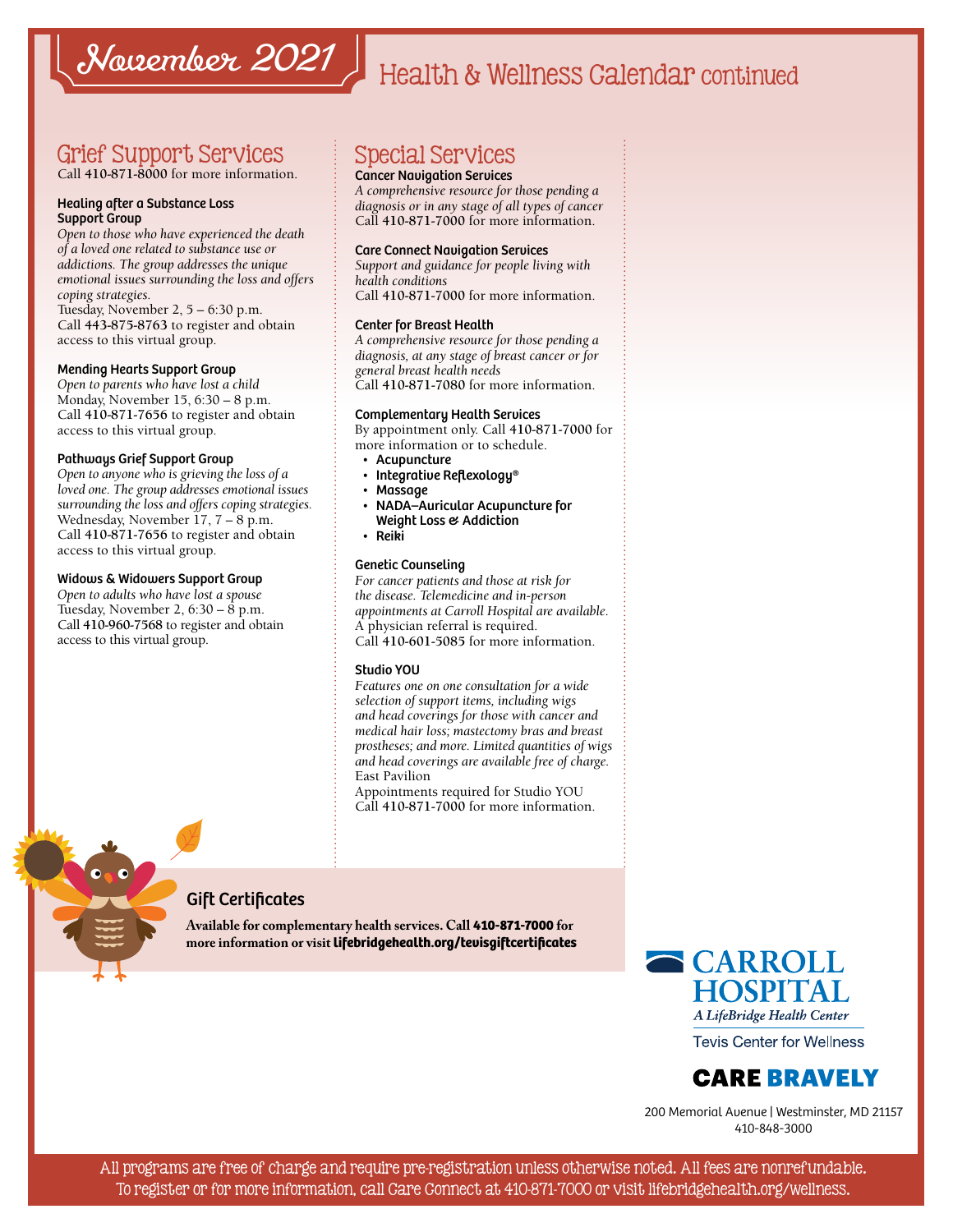# November 2021 Health & Wellness Calendar continued

## Grief Support Services

Call 410-871-8000 for more information.

**Healing after a Substance Loss Support Group**
*Open to those who have experienced the death of a loved one related to substance use or addictions. The group addresses the unique emotional issues surrounding the loss and offers coping strategies.*
Tuesday, November 2, 5 – 6:30 p.m.
Call 443-875-8763 to register and obtain access to this virtual group.

**Mending Hearts Support Group**
*Open to parents who have lost a child*
Monday, November 15, 6:30 – 8 p.m.
Call 410-871-7656 to register and obtain access to this virtual group.

**Pathways Grief Support Group**
*Open to anyone who is grieving the loss of a loved one. The group addresses emotional issues surrounding the loss and offers coping strategies.*
Wednesday, November 17, 7 – 8 p.m.
Call 410-871-7656 to register and obtain access to this virtual group.

**Widows & Widowers Support Group**
*Open to adults who have lost a spouse*
Tuesday, November 2, 6:30 – 8 p.m.
Call 410-960-7568 to register and obtain access to this virtual group.

## Special Services

**Cancer Navigation Services**
*A comprehensive resource for those pending a diagnosis or in any stage of all types of cancer*
Call 410-871-7000 for more information.

**Care Connect Navigation Services**
*Support and guidance for people living with health conditions*
Call 410-871-7000 for more information.

**Center for Breast Health**
*A comprehensive resource for those pending a diagnosis, at any stage of breast cancer or for general breast health needs*
Call 410-871-7080 for more information.

**Complementary Health Services**
By appointment only. Call 410-871-7000 for more information or to schedule.

- **Acupuncture**
- **Integrative Reflexology®**
- **Massage**
- **NADA–Auricular Acupuncture for Weight Loss & Addiction**
- **Reiki**

**Genetic Counseling**
*For cancer patients and those at risk for the disease. Telemedicine and in-person appointments at Carroll Hospital are available.*
A physician referral is required.
Call 410-601-5085 for more information.

**Studio YOU**
*Features one on one consultation for a wide selection of support items, including wigs and head coverings for those with cancer and medical hair loss; mastectomy bras and breast prostheses; and more. Limited quantities of wigs and head coverings are available free of charge.*
East Pavilion
Appointments required for Studio YOU
Call 410-871-7000 for more information.

## Gift Certificates

**Available for complementary health services. Call 410-871-7000 for more information or visit lifebridgehealth.org/tevisgiftcertificates**

CARROLL HOSPITAL
*A LifeBridge Health Center*
Tevis Center for Wellness

**CARE BRAVELY**

200 Memorial Avenue | Westminster, MD 21157
410-848-3000

All programs are free of charge and require pre-registration unless otherwise noted. All fees are nonrefundable.
To register or for more information, call Care Connect at 410-871-7000 or visit lifebridgehealth.org/wellness.